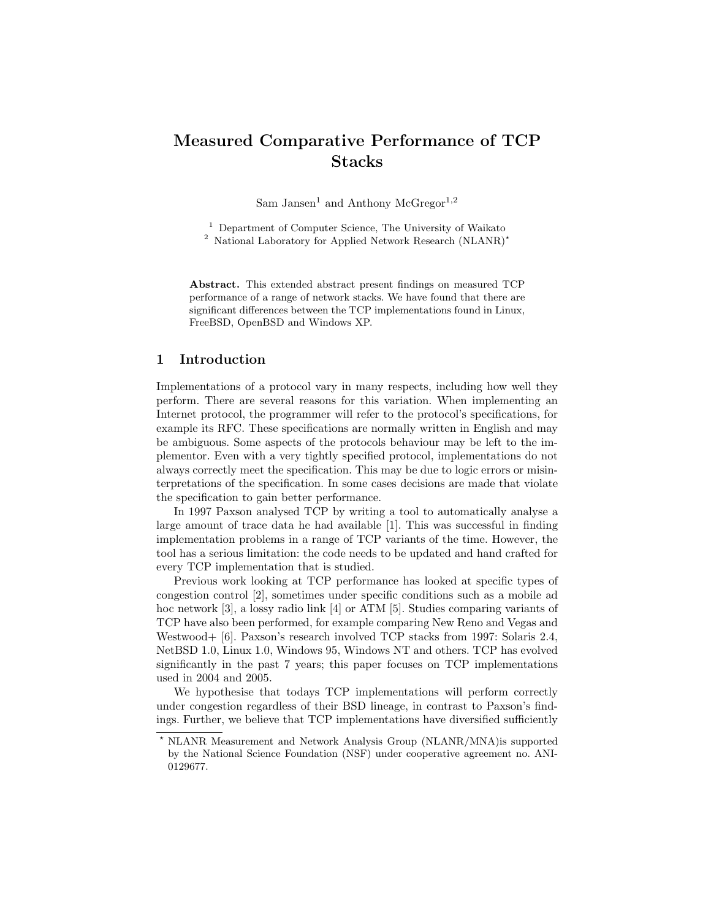# Measured Comparative Performance of TCP Stacks

Sam Jansen[1] and Anthony McGregor[1,2]

[1] Department of Computer Science, The University of Waikato
[2] National Laboratory for Applied Network Research (NLANR)*

**Abstract.** This extended abstract present findings on measured TCP performance of a range of network stacks. We have found that there are significant differences between the TCP implementations found in Linux, FreeBSD, OpenBSD and Windows XP.

## 1 Introduction

Implementations of a protocol vary in many respects, including how well they perform. There are several reasons for this variation. When implementing an Internet protocol, the programmer will refer to the protocol's specifications, for example its RFC. These specifications are normally written in English and may be ambiguous. Some aspects of the protocols behaviour may be left to the implementor. Even with a very tightly specified protocol, implementations do not always correctly meet the specification. This may be due to logic errors or misinterpretations of the specification. In some cases decisions are made that violate the specification to gain better performance.

In 1997 Paxson analysed TCP by writing a tool to automatically analyse a large amount of trace data he had available [1]. This was successful in finding implementation problems in a range of TCP variants of the time. However, the tool has a serious limitation: the code needs to be updated and hand crafted for every TCP implementation that is studied.

Previous work looking at TCP performance has looked at specific types of congestion control [2], sometimes under specific conditions such as a mobile ad hoc network [3], a lossy radio link [4] or ATM [5]. Studies comparing variants of TCP have also been performed, for example comparing New Reno and Vegas and Westwood+ [6]. Paxson's research involved TCP stacks from 1997: Solaris 2.4, NetBSD 1.0, Linux 1.0, Windows 95, Windows NT and others. TCP has evolved significantly in the past 7 years; this paper focuses on TCP implementations used in 2004 and 2005.

We hypothesise that todays TCP implementations will perform correctly under congestion regardless of their BSD lineage, in contrast to Paxson's findings. Further, we believe that TCP implementations have diversified sufficiently

* NLANR Measurement and Network Analysis Group (NLANR/MNA)is supported by the National Science Foundation (NSF) under cooperative agreement no. ANI-0129677.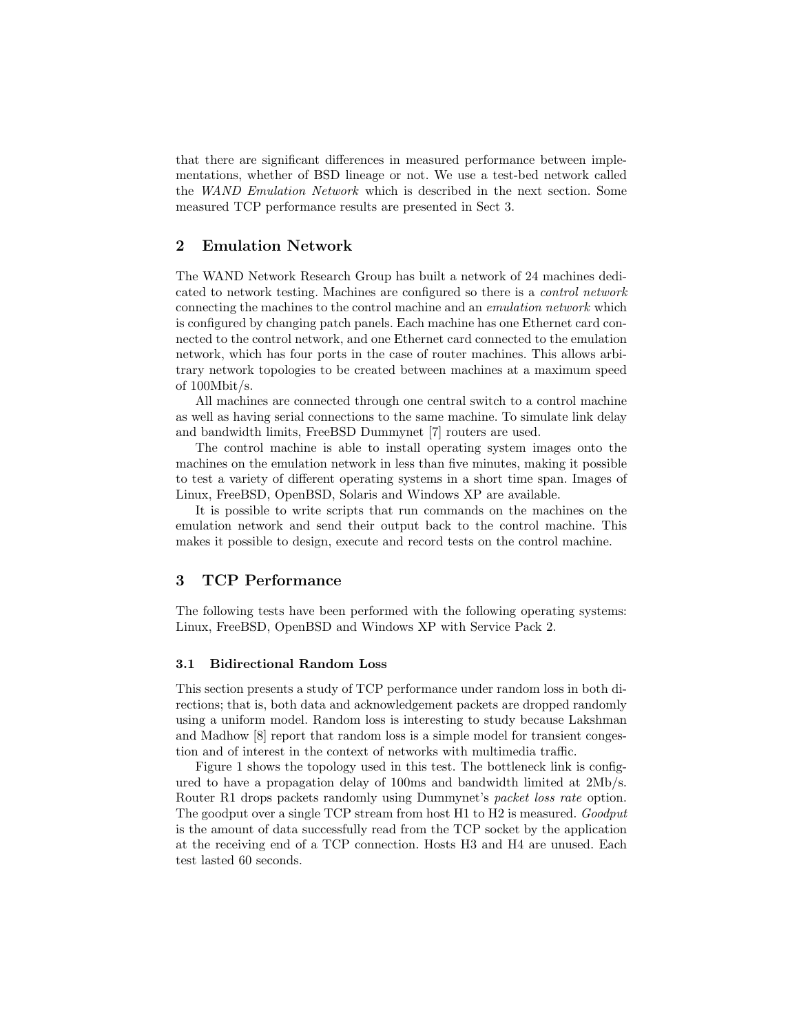that there are significant differences in measured performance between implementations, whether of BSD lineage or not. We use a test-bed network called the *WAND Emulation Network* which is described in the next section. Some measured TCP performance results are presented in Sect 3.

## 2 Emulation Network

The WAND Network Research Group has built a network of 24 machines dedicated to network testing. Machines are configured so there is a *control network* connecting the machines to the control machine and an *emulation network* which is configured by changing patch panels. Each machine has one Ethernet card connected to the control network, and one Ethernet card connected to the emulation network, which has four ports in the case of router machines. This allows arbitrary network topologies to be created between machines at a maximum speed of 100Mbit/s.

All machines are connected through one central switch to a control machine as well as having serial connections to the same machine. To simulate link delay and bandwidth limits, FreeBSD Dummynet [7] routers are used.

The control machine is able to install operating system images onto the machines on the emulation network in less than five minutes, making it possible to test a variety of different operating systems in a short time span. Images of Linux, FreeBSD, OpenBSD, Solaris and Windows XP are available.

It is possible to write scripts that run commands on the machines on the emulation network and send their output back to the control machine. This makes it possible to design, execute and record tests on the control machine.

## 3 TCP Performance

The following tests have been performed with the following operating systems: Linux, FreeBSD, OpenBSD and Windows XP with Service Pack 2.

### 3.1 Bidirectional Random Loss

This section presents a study of TCP performance under random loss in both directions; that is, both data and acknowledgement packets are dropped randomly using a uniform model. Random loss is interesting to study because Lakshman and Madhow [8] report that random loss is a simple model for transient congestion and of interest in the context of networks with multimedia traffic.

Figure 1 shows the topology used in this test. The bottleneck link is configured to have a propagation delay of 100ms and bandwidth limited at 2Mb/s. Router R1 drops packets randomly using Dummynet's *packet loss rate* option. The goodput over a single TCP stream from host H1 to H2 is measured. *Goodput* is the amount of data successfully read from the TCP socket by the application at the receiving end of a TCP connection. Hosts H3 and H4 are unused. Each test lasted 60 seconds.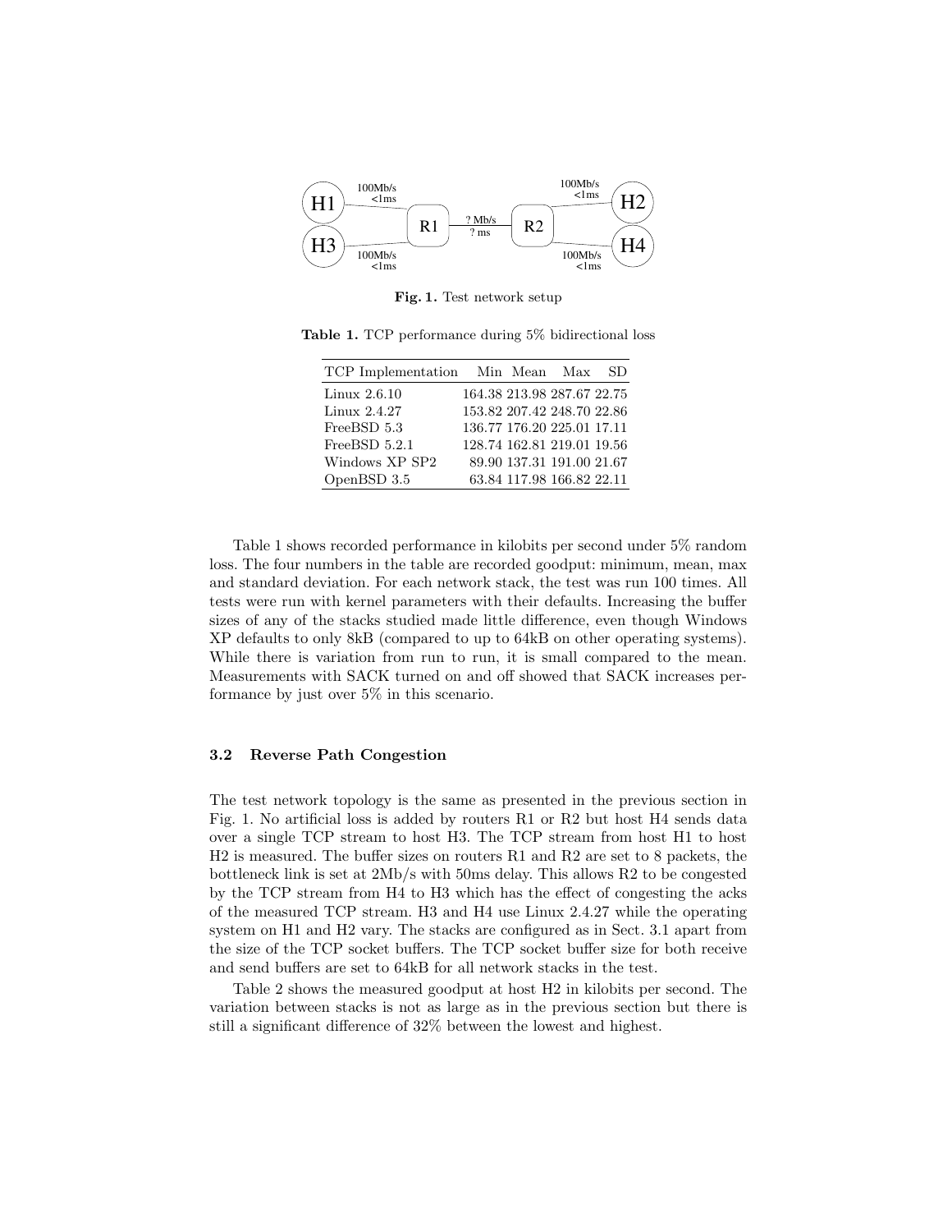**Fig. 1.** Test network setup

**Table 1.** TCP performance during 5% bidirectional loss

| TCP Implementation | Min | Mean | Max | SD |
|---|---|---|---|---|
| Linux 2.6.10 | 164.38 | 213.98 | 287.67 | 22.75 |
| Linux 2.4.27 | 153.82 | 207.42 | 248.70 | 22.86 |
| FreeBSD 5.3 | 136.77 | 176.20 | 225.01 | 17.11 |
| FreeBSD 5.2.1 | 128.74 | 162.81 | 219.01 | 19.56 |
| Windows XP SP2 | 89.90 | 137.31 | 191.00 | 21.67 |
| OpenBSD 3.5 | 63.84 | 117.98 | 166.82 | 22.11 |

Table 1 shows recorded performance in kilobits per second under 5% random loss. The four numbers in the table are recorded goodput: minimum, mean, max and standard deviation. For each network stack, the test was run 100 times. All tests were run with kernel parameters with their defaults. Increasing the buffer sizes of any of the stacks studied made little difference, even though Windows XP defaults to only 8kB (compared to up to 64kB on other operating systems). While there is variation from run to run, it is small compared to the mean. Measurements with SACK turned on and off showed that SACK increases performance by just over 5% in this scenario.

### 3.2 Reverse Path Congestion

The test network topology is the same as presented in the previous section in Fig. 1. No artificial loss is added by routers R1 or R2 but host H4 sends data over a single TCP stream to host H3. The TCP stream from host H1 to host H2 is measured. The buffer sizes on routers R1 and R2 are set to 8 packets, the bottleneck link is set at 2Mb/s with 50ms delay. This allows R2 to be congested by the TCP stream from H4 to H3 which has the effect of congesting the acks of the measured TCP stream. H3 and H4 use Linux 2.4.27 while the operating system on H1 and H2 vary. The stacks are configured as in Sect. 3.1 apart from the size of the TCP socket buffers. The TCP socket buffer size for both receive and send buffers are set to 64kB for all network stacks in the test.

Table 2 shows the measured goodput at host H2 in kilobits per second. The variation between stacks is not as large as in the previous section but there is still a significant difference of 32% between the lowest and highest.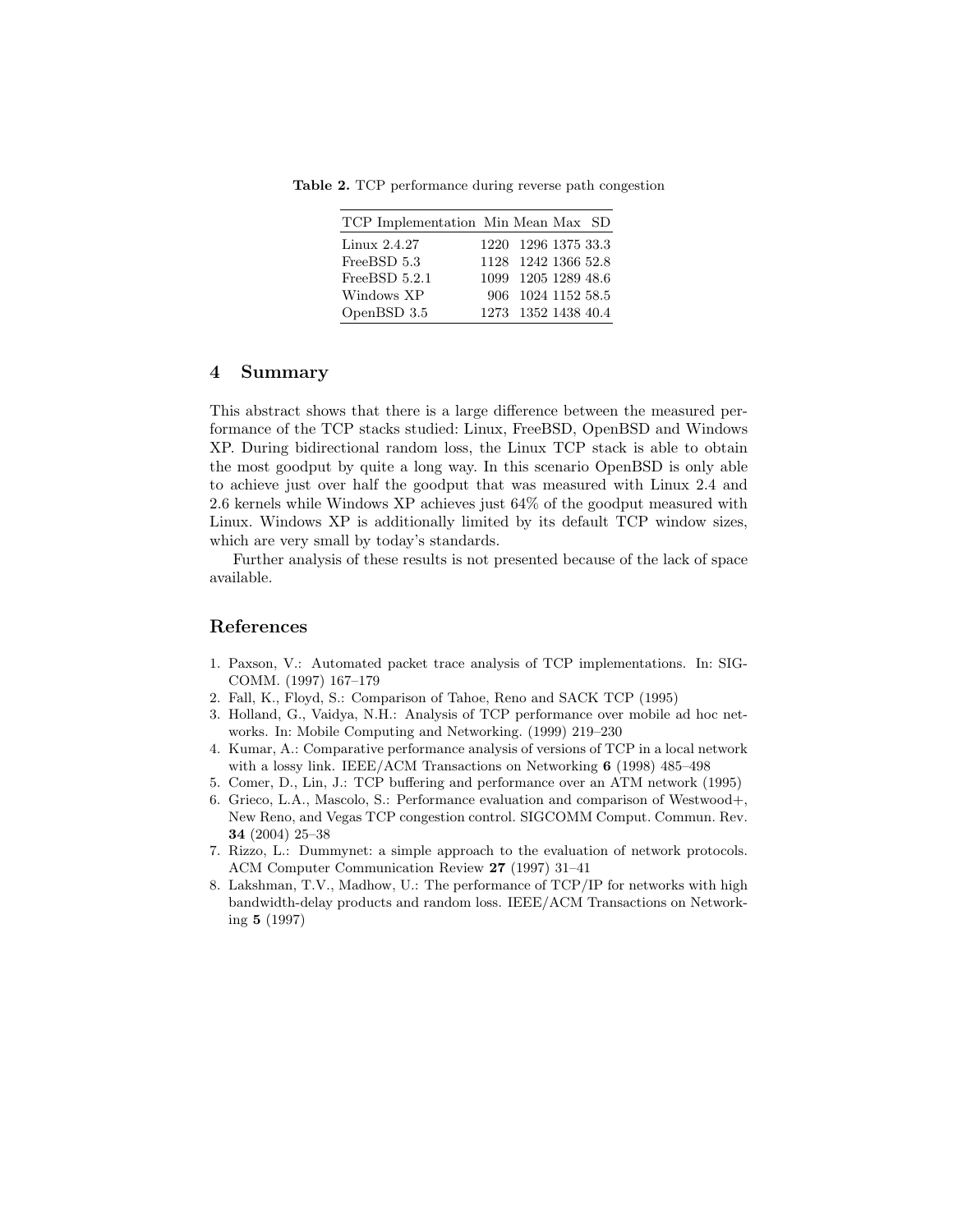**Table 2.** TCP performance during reverse path congestion

| TCP Implementation | Min | Mean | Max | SD |
|---|---|---|---|---|
| Linux 2.4.27 | 1220 | 1296 | 1375 | 33.3 |
| FreeBSD 5.3 | 1128 | 1242 | 1366 | 52.8 |
| FreeBSD 5.2.1 | 1099 | 1205 | 1289 | 48.6 |
| Windows XP | 906 | 1024 | 1152 | 58.5 |
| OpenBSD 3.5 | 1273 | 1352 | 1438 | 40.4 |

## 4 Summary

This abstract shows that there is a large difference between the measured performance of the TCP stacks studied: Linux, FreeBSD, OpenBSD and Windows XP. During bidirectional random loss, the Linux TCP stack is able to obtain the most goodput by quite a long way. In this scenario OpenBSD is only able to achieve just over half the goodput that was measured with Linux 2.4 and 2.6 kernels while Windows XP achieves just 64% of the goodput measured with Linux. Windows XP is additionally limited by its default TCP window sizes, which are very small by today's standards.

Further analysis of these results is not presented because of the lack of space available.

## References

1. Paxson, V.: Automated packet trace analysis of TCP implementations. In: SIGCOMM. (1997) 167–179
2. Fall, K., Floyd, S.: Comparison of Tahoe, Reno and SACK TCP (1995)
3. Holland, G., Vaidya, N.H.: Analysis of TCP performance over mobile ad hoc networks. In: Mobile Computing and Networking. (1999) 219–230
4. Kumar, A.: Comparative performance analysis of versions of TCP in a local network with a lossy link. IEEE/ACM Transactions on Networking **6** (1998) 485–498
5. Comer, D., Lin, J.: TCP buffering and performance over an ATM network (1995)
6. Grieco, L.A., Mascolo, S.: Performance evaluation and comparison of Westwood+, New Reno, and Vegas TCP congestion control. SIGCOMM Comput. Commun. Rev. **34** (2004) 25–38
7. Rizzo, L.: Dummynet: a simple approach to the evaluation of network protocols. ACM Computer Communication Review **27** (1997) 31–41
8. Lakshman, T.V., Madhow, U.: The performance of TCP/IP for networks with high bandwidth-delay products and random loss. IEEE/ACM Transactions on Networking **5** (1997)